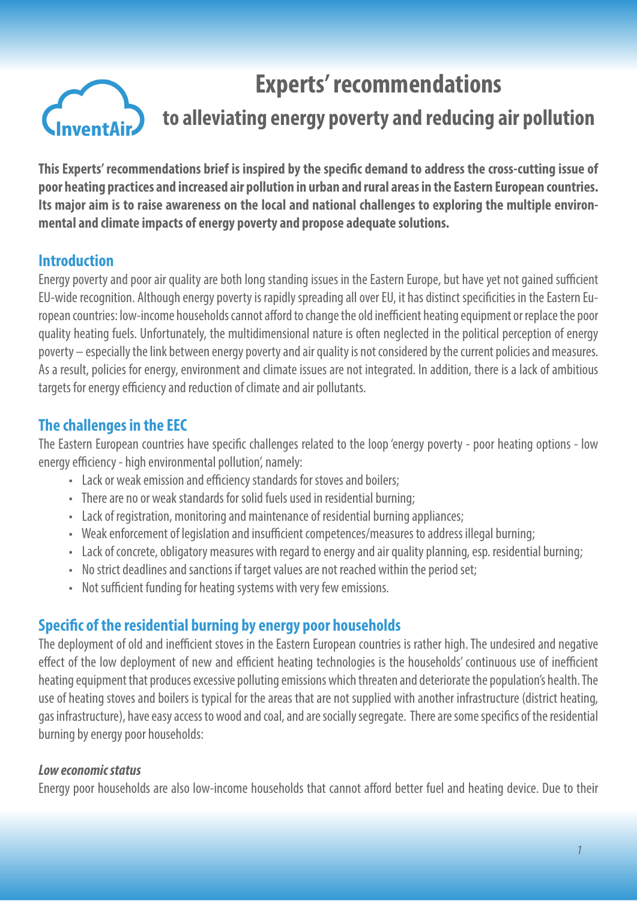# Experts' recommendations

## to alleviating energy poverty and reducing air pollution

**This Experts' recommendations brief is inspired by the specific demand to address the cross-cutting issue of poor heating practices and increased air pollution in urban and rural areas in the Eastern European countries. Its major aim is to raise awareness on the local and national challenges to exploring the multiple environmental and climate impacts of energy poverty and propose adequate solutions.**

### Introduction

Energy poverty and poor air quality are both long standing issues in the Eastern Europe, but have yet not gained sufficient EU-wide recognition. Although energy poverty is rapidly spreading all over EU, it has distinct specificities in the Eastern European countries: low-income households cannot afford to change the old inefficient heating equipment or replace the poor quality heating fuels. Unfortunately, the multidimensional nature is often neglected in the political perception of energy poverty – especially the link between energy poverty and air quality is not considered by the current policies and measures. As a result, policies for energy, environment and climate issues are not integrated. In addition, there is a lack of ambitious targets for energy efficiency and reduction of climate and air pollutants.

### The challenges in the EEC

The Eastern European countries have specific challenges related to the loop 'energy poverty - poor heating options - low energy efficiency - high environmental pollution', namely:

- Lack or weak emission and efficiency standards for stoves and boilers;
- There are no or weak standards for solid fuels used in residential burning;
- Lack of registration, monitoring and maintenance of residential burning appliances;
- Weak enforcement of legislation and insufficient competences/measures to address illegal burning;
- Lack of concrete, obligatory measures with regard to energy and air quality planning, esp. residential burning;
- No strict deadlines and sanctions if target values are not reached within the period set;
- Not sufficient funding for heating systems with very few emissions.

### Specific of the residential burning by energy poor households

The deployment of old and inefficient stoves in the Eastern European countries is rather high. The undesired and negative effect of the low deployment of new and efficient heating technologies is the households' continuous use of inefficient heating equipment that produces excessive polluting emissions which threaten and deteriorate the population's health. The use of heating stoves and boilers is typical for the areas that are not supplied with another infrastructure (district heating, gas infrastructure), have easy access to wood and coal, and are socially segregate. There are some specifics of the residential burning by energy poor households:

#### *Low economic status*

Energy poor households are also low-income households that cannot afford better fuel and heating device. Due to their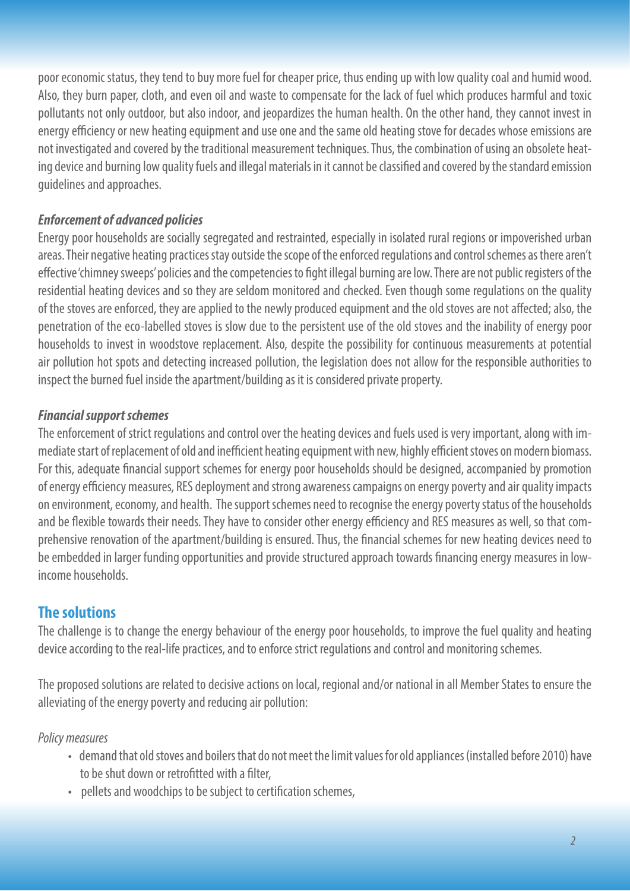poor economic status, they tend to buy more fuel for cheaper price, thus ending up with low quality coal and humid wood. Also, they burn paper, cloth, and even oil and waste to compensate for the lack of fuel which produces harmful and toxic pollutants not only outdoor, but also indoor, and jeopardizes the human health. On the other hand, they cannot invest in energy efficiency or new heating equipment and use one and the same old heating stove for decades whose emissions are not investigated and covered by the traditional measurement techniques. Thus, the combination of using an obsolete heating device and burning low quality fuels and illegal materials in it cannot be classified and covered by the standard emission guidelines and approaches.

### *Enforcement of advanced policies*

Energy poor households are socially segregated and restrainted, especially in isolated rural regions or impoverished urban areas. Their negative heating practices stay outside the scope of the enforced regulations and control schemes as there aren't effective 'chimney sweeps' policies and the competencies to fight illegal burning are low. There are not public registers of the residential heating devices and so they are seldom monitored and checked. Even though some regulations on the quality of the stoves are enforced, they are applied to the newly produced equipment and the old stoves are not affected; also, the penetration of the eco-labelled stoves is slow due to the persistent use of the old stoves and the inability of energy poor households to invest in woodstove replacement. Also, despite the possibility for continuous measurements at potential air pollution hot spots and detecting increased pollution, the legislation does not allow for the responsible authorities to inspect the burned fuel inside the apartment/building as it is considered private property.

### *Financial support schemes*

The enforcement of strict regulations and control over the heating devices and fuels used is very important, along with immediate start of replacement of old and inefficient heating equipment with new, highly efficient stoves on modern biomass. For this, adequate financial support schemes for energy poor households should be designed, accompanied by promotion of energy efficiency measures, RES deployment and strong awareness campaigns on energy poverty and air quality impacts on environment, economy, and health. The support schemes need to recognise the energy poverty status of the households and be flexible towards their needs. They have to consider other energy efficiency and RES measures as well, so that comprehensive renovation of the apartment/building is ensured. Thus, the financial schemes for new heating devices need to be embedded in larger funding opportunities and provide structured approach towards financing energy measures in low-income households.

## The solutions

The challenge is to change the energy behaviour of the energy poor households, to improve the fuel quality and heating device according to the real-life practices, and to enforce strict regulations and control and monitoring schemes.

The proposed solutions are related to decisive actions on local, regional and/or national in all Member States to ensure the alleviating of the energy poverty and reducing air pollution:

*Policy measures*

- demand that old stoves and boilers that do not meet the limit values for old appliances (installed before 2010) have to be shut down or retrofitted with a filter,
- pellets and woodchips to be subject to certification schemes,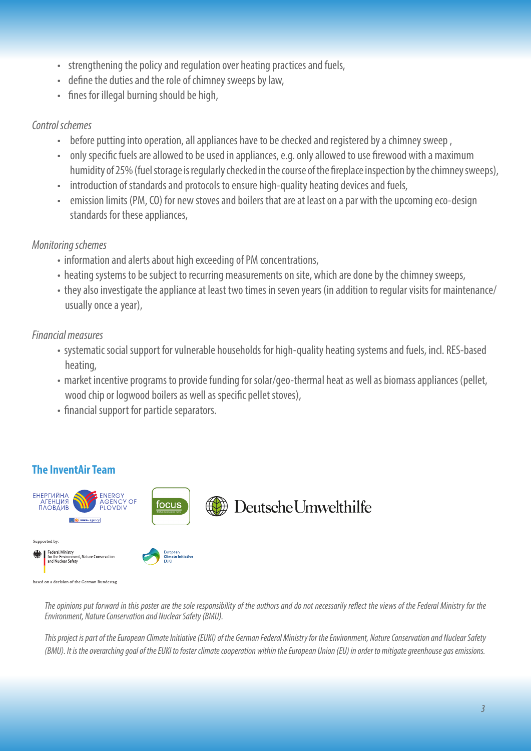- strengthening the policy and regulation over heating practices and fuels,
- define the duties and the role of chimney sweeps by law,
- fines for illegal burning should be high,

*Control schemes*

- before putting into operation, all appliances have to be checked and registered by a chimney sweep ,
- only specific fuels are allowed to be used in appliances, e.g. only allowed to use firewood with a maximum humidity of 25% (fuel storage is regularly checked in the course of the fireplace inspection by the chimney sweeps),
- introduction of standards and protocols to ensure high-quality heating devices and fuels,
- emission limits (PM, CO) for new stoves and boilers that are at least on a par with the upcoming eco-design standards for these appliances,

*Monitoring schemes*

- information and alerts about high exceeding of PM concentrations,
- heating systems to be subject to recurring measurements on site, which are done by the chimney sweeps,
- they also investigate the appliance at least two times in seven years (in addition to regular visits for maintenance/ usually once a year),

*Financial measures*

- systematic social support for vulnerable households for high-quality heating systems and fuels, incl. RES-based heating,
- market incentive programs to provide funding for solar/geo-thermal heat as well as biomass appliances (pellet, wood chip or logwood boilers as well as specific pellet stoves),
- financial support for particle separators.

## The InventAir Team

ЕНЕРГИЙНА АГЕНЦИЯ ПЛОВДИВ ENERGY AGENCY OF PLOVDIV

focus

Deutsche Umwelthilfe

Supported by:

Federal Ministry for the Environment, Nature Conservation and Nuclear Safety

European Climate Initiative EUKI

based on a decision of the German Bundestag

*The opinions put forward in this poster are the sole responsibility of the authors and do not necessarily reflect the views of the Federal Ministry for the Environment, Nature Conservation and Nuclear Safety (BMU).*

*This project is part of the European Climate Initiative (EUKI) of the German Federal Ministry for the Environment, Nature Conservation and Nuclear Safety (BMU). It is the overarching goal of the EUKI to foster climate cooperation within the European Union (EU) in order to mitigate greenhouse gas emissions.*